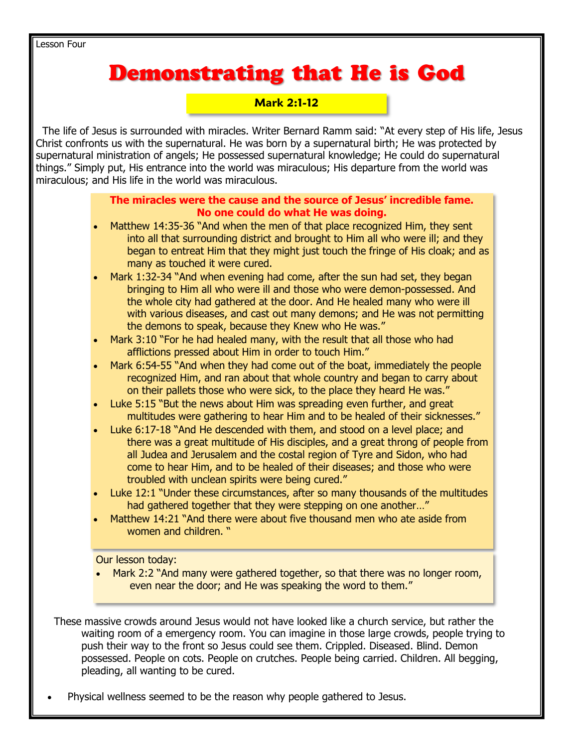Lesson Four

# Demonstrating that He is God

**Mark 2:1-12**

The life of Jesus is surrounded with miracles. Writer Bernard Ramm said: "At every step of His life, Jesus Christ confronts us with the supernatural. He was born by a supernatural birth; He was protected by supernatural ministration of angels; He possessed supernatural knowledge; He could do supernatural things." Simply put, His entrance into the world was miraculous; His departure from the world was miraculous; and His life in the world was miraculous.

**The miracles were the cause and the source of Jesus' incredible fame. No one could do what He was doing.**

- Matthew 14:35-36 "And when the men of that place recognized Him, they sent into all that surrounding district and brought to Him all who were ill; and they began to entreat Him that they might just touch the fringe of His cloak; and as many as touched it were cured.
- Mark 1:32-34 "And when evening had come, after the sun had set, they began bringing to Him all who were ill and those who were demon-possessed. And the whole city had gathered at the door. And He healed many who were ill with various diseases, and cast out many demons; and He was not permitting the demons to speak, because they Knew who He was."
- Mark 3:10 "For he had healed many, with the result that all those who had afflictions pressed about Him in order to touch Him."
- Mark 6:54-55 "And when they had come out of the boat, immediately the people recognized Him, and ran about that whole country and began to carry about on their pallets those who were sick, to the place they heard He was."
- Luke 5:15 "But the news about Him was spreading even further, and great multitudes were gathering to hear Him and to be healed of their sicknesses."
- Luke 6:17-18 "And He descended with them, and stood on a level place; and there was a great multitude of His disciples, and a great throng of people from all Judea and Jerusalem and the costal region of Tyre and Sidon, who had come to hear Him, and to be healed of their diseases; and those who were troubled with unclean spirits were being cured."
- Luke 12:1 "Under these circumstances, after so many thousands of the multitudes had gathered together that they were stepping on one another…"
- Matthew 14:21 "And there were about five thousand men who ate aside from women and children. "

Our lesson today:

- Mark 2:2 "And many were gathered together, so that there was no longer room, even near the door; and He was speaking the word to them."

These massive crowds around Jesus would not have looked like a church service, but rather the waiting room of a emergency room. You can imagine in those large crowds, people trying to push their way to the front so Jesus could see them. Crippled. Diseased. Blind. Demon possessed. People on cots. People on crutches. People being carried. Children. All begging, pleading, all wanting to be cured.

- Physical wellness seemed to be the reason why people gathered to Jesus.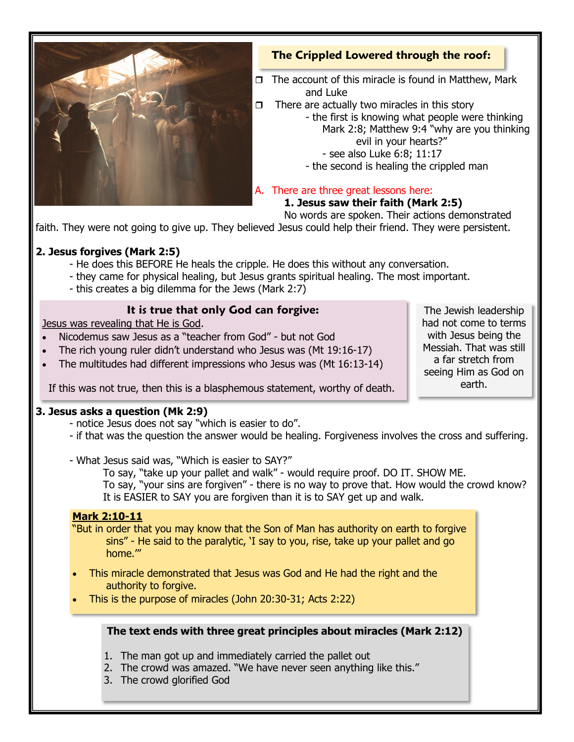## The Crippled Lowered through the roof:

- The account of this miracle is found in Matthew, Mark and Luke
- There are actually two miracles in this story
  - the first is knowing what people were thinking Mark 2:8; Matthew 9:4 "why are you thinking evil in your hearts?"
    - see also Luke 6:8; 11:17
  - the second is healing the crippled man

A. There are three great lessons here:

**1. Jesus saw their faith (Mark 2:5)**

No words are spoken. Their actions demonstrated faith. They were not going to give up. They believed Jesus could help their friend. They were persistent.

**2. Jesus forgives (Mark 2:5)**

- He does this BEFORE He heals the cripple. He does this without any conversation.
- they came for physical healing, but Jesus grants spiritual healing. The most important.
- this creates a big dilemma for the Jews (Mark 2:7)

**It is true that only God can forgive:**

Jesus was revealing that He is God.

- Nicodemus saw Jesus as a "teacher from God" - but not God
- The rich young ruler didn't understand who Jesus was (Mt 19:16-17)
- The multitudes had different impressions who Jesus was (Mt 16:13-14)

If this was not true, then this is a blasphemous statement, worthy of death.

The Jewish leadership had not come to terms with Jesus being the Messiah. That was still a far stretch from seeing Him as God on earth.

**3. Jesus asks a question (Mk 2:9)**

- notice Jesus does not say "which is easier to do".
- if that was the question the answer would be healing. Forgiveness involves the cross and suffering.

- What Jesus said was, "Which is easier to SAY?"
  - To say, "take up your pallet and walk" - would require proof. DO IT. SHOW ME.
  - To say, "your sins are forgiven" - there is no way to prove that. How would the crowd know?
  - It is EASIER to SAY you are forgiven than it is to SAY get up and walk.

**Mark 2:10-11**

"But in order that you may know that the Son of Man has authority on earth to forgive sins" - He said to the paralytic, 'I say to you, rise, take up your pallet and go home.'"

- This miracle demonstrated that Jesus was God and He had the right and the authority to forgive.
- This is the purpose of miracles (John 20:30-31; Acts 2:22)

**The text ends with three great principles about miracles (Mark 2:12)**

1. The man got up and immediately carried the pallet out
2. The crowd was amazed. "We have never seen anything like this."
3. The crowd glorified God